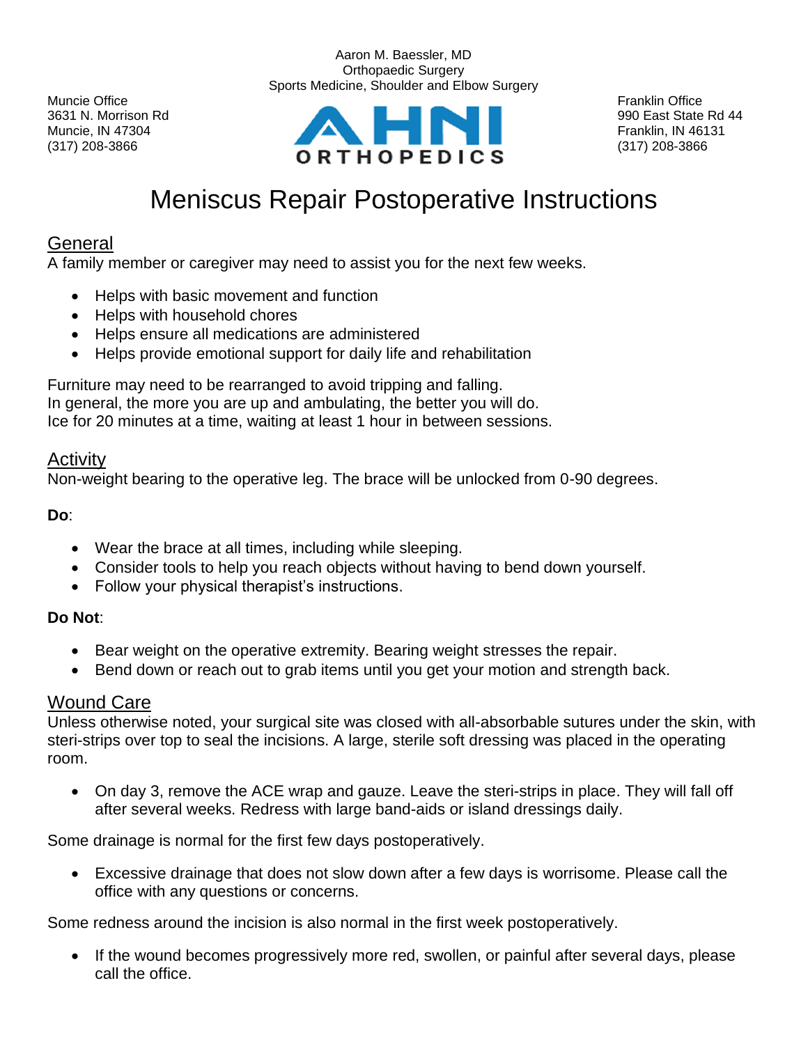Aaron M. Baessler, MD
Orthopaedic Surgery
Sports Medicine, Shoulder and Elbow Surgery

Muncie Office
3631 N. Morrison Rd
Muncie, IN 47304
(317) 208-3866

AHNI ORTHOPEDICS

Franklin Office
990 East State Rd 44
Franklin, IN 46131
(317) 208-3866

# Meniscus Repair Postoperative Instructions

## General

A family member or caregiver may need to assist you for the next few weeks.

- Helps with basic movement and function
- Helps with household chores
- Helps ensure all medications are administered
- Helps provide emotional support for daily life and rehabilitation

Furniture may need to be rearranged to avoid tripping and falling.
In general, the more you are up and ambulating, the better you will do.
Ice for 20 minutes at a time, waiting at least 1 hour in between sessions.

## Activity

Non-weight bearing to the operative leg. The brace will be unlocked from 0-90 degrees.

**Do**:

- Wear the brace at all times, including while sleeping.
- Consider tools to help you reach objects without having to bend down yourself.
- Follow your physical therapist's instructions.

**Do Not**:

- Bear weight on the operative extremity. Bearing weight stresses the repair.
- Bend down or reach out to grab items until you get your motion and strength back.

## Wound Care

Unless otherwise noted, your surgical site was closed with all-absorbable sutures under the skin, with steri-strips over top to seal the incisions. A large, sterile soft dressing was placed in the operating room.

- On day 3, remove the ACE wrap and gauze. Leave the steri-strips in place. They will fall off after several weeks. Redress with large band-aids or island dressings daily.

Some drainage is normal for the first few days postoperatively.

- Excessive drainage that does not slow down after a few days is worrisome. Please call the office with any questions or concerns.

Some redness around the incision is also normal in the first week postoperatively.

- If the wound becomes progressively more red, swollen, or painful after several days, please call the office.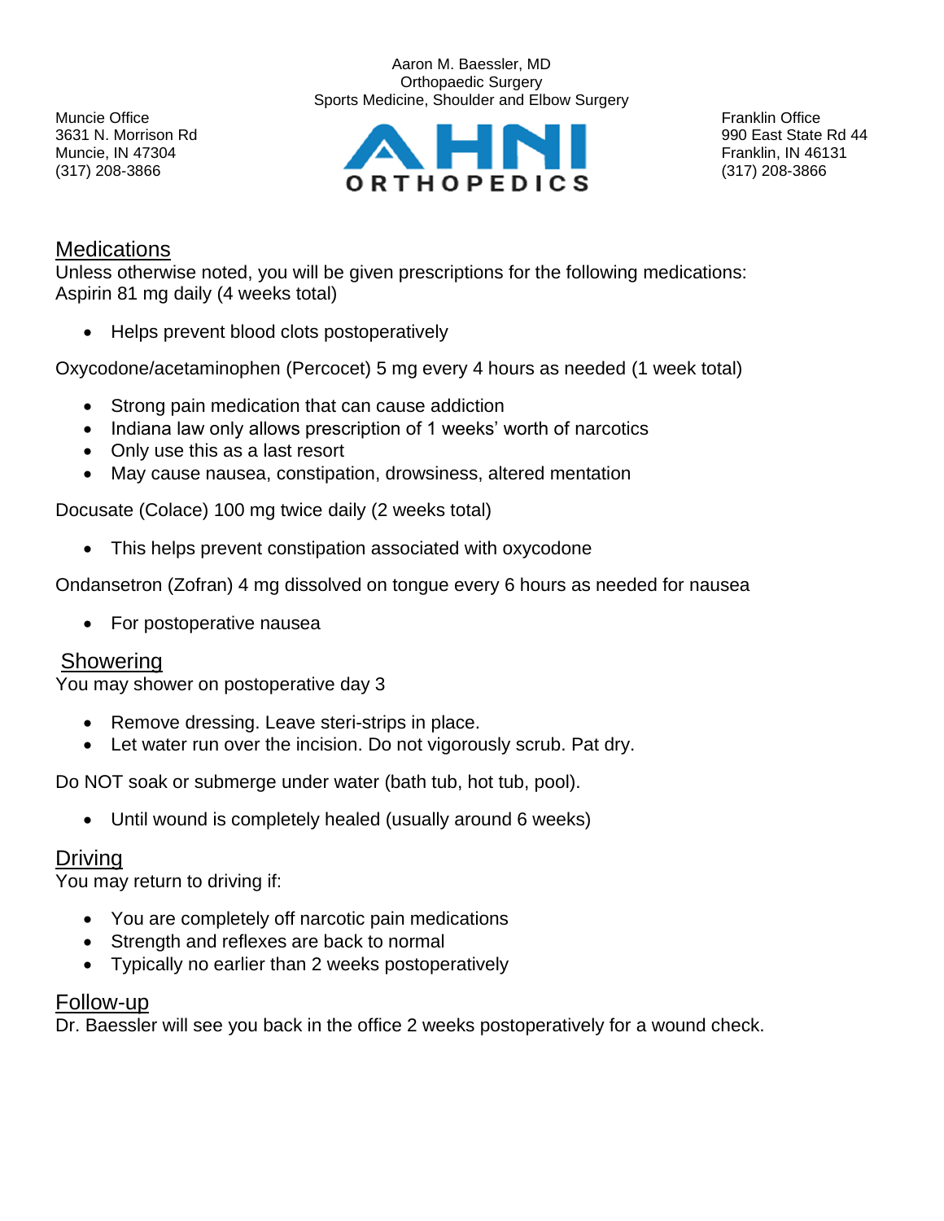Aaron M. Baessler, MD
Orthopaedic Surgery
Sports Medicine, Shoulder and Elbow Surgery

Muncie Office
3631 N. Morrison Rd
Muncie, IN 47304
(317) 208-3866

AHNI ORTHOPEDICS

Franklin Office
990 East State Rd 44
Franklin, IN 46131
(317) 208-3866

## Medications

Unless otherwise noted, you will be given prescriptions for the following medications:
Aspirin 81 mg daily (4 weeks total)

- Helps prevent blood clots postoperatively

Oxycodone/acetaminophen (Percocet) 5 mg every 4 hours as needed (1 week total)

- Strong pain medication that can cause addiction
- Indiana law only allows prescription of 1 weeks' worth of narcotics
- Only use this as a last resort
- May cause nausea, constipation, drowsiness, altered mentation

Docusate (Colace) 100 mg twice daily (2 weeks total)

- This helps prevent constipation associated with oxycodone

Ondansetron (Zofran) 4 mg dissolved on tongue every 6 hours as needed for nausea

- For postoperative nausea

## Showering

You may shower on postoperative day 3

- Remove dressing. Leave steri-strips in place.
- Let water run over the incision. Do not vigorously scrub. Pat dry.

Do NOT soak or submerge under water (bath tub, hot tub, pool).

- Until wound is completely healed (usually around 6 weeks)

## Driving

You may return to driving if:

- You are completely off narcotic pain medications
- Strength and reflexes are back to normal
- Typically no earlier than 2 weeks postoperatively

## Follow-up

Dr. Baessler will see you back in the office 2 weeks postoperatively for a wound check.